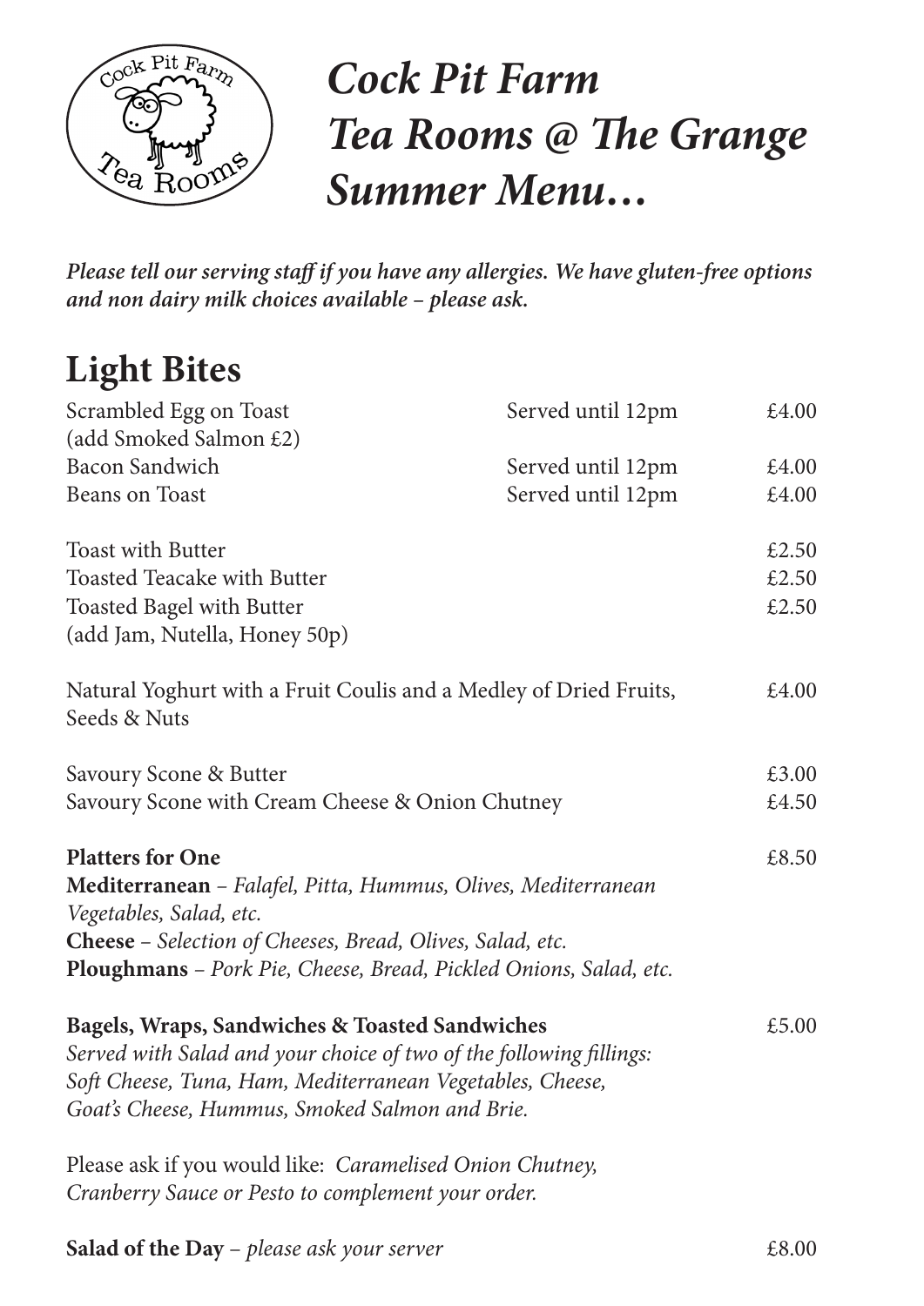# *Cock Pit Farm Tea Rooms @ The Grange Summer Menu…*

***Please tell our serving staff if you have any allergies. We have gluten-free options and non dairy milk choices available – please ask.***

## Light Bites

| | | |
|---|---|---|
| Scrambled Egg on Toast (add Smoked Salmon £2) | Served until 12pm | £4.00 |
| Bacon Sandwich | Served until 12pm | £4.00 |
| Beans on Toast | Served until 12pm | £4.00 |

| | |
|---|---|
| Toast with Butter | £2.50 |
| Toasted Teacake with Butter | £2.50 |
| Toasted Bagel with Butter (add Jam, Nutella, Honey 50p) | £2.50 |

Natural Yoghurt with a Fruit Coulis and a Medley of Dried Fruits, Seeds & Nuts — £4.00

Savoury Scone & Butter — £3.00
Savoury Scone with Cream Cheese & Onion Chutney — £4.50

**Platters for One** — £8.50
**Mediterranean** – *Falafel, Pitta, Hummus, Olives, Mediterranean Vegetables, Salad, etc.*
**Cheese** – *Selection of Cheeses, Bread, Olives, Salad, etc.*
**Ploughmans** – *Pork Pie, Cheese, Bread, Pickled Onions, Salad, etc.*

**Bagels, Wraps, Sandwiches & Toasted Sandwiches** — £5.00
*Served with Salad and your choice of two of the following fillings: Soft Cheese, Tuna, Ham, Mediterranean Vegetables, Cheese, Goat's Cheese, Hummus, Smoked Salmon and Brie.*

Please ask if you would like: *Caramelised Onion Chutney, Cranberry Sauce or Pesto to complement your order.*

**Salad of the Day** – *please ask your server* — £8.00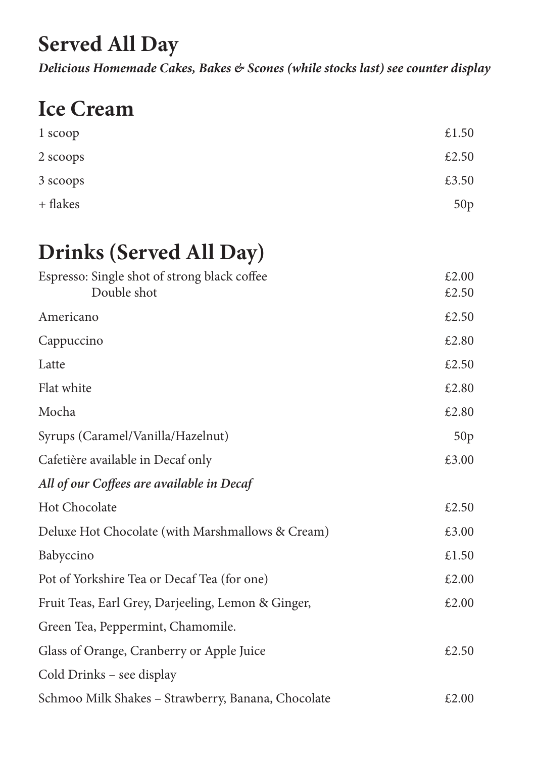# Served All Day

***Delicious Homemade Cakes, Bakes & Scones (while stocks last) see counter display***

# Ice Cream

| | |
|---|---|
| 1 scoop | £1.50 |
| 2 scoops | £2.50 |
| 3 scoops | £3.50 |
| + flakes | 50p |

# Drinks (Served All Day)

| | |
|---|---|
| Espresso: Single shot of strong black coffee | £2.00 |
| Double shot | £2.50 |
| Americano | £2.50 |
| Cappuccino | £2.80 |
| Latte | £2.50 |
| Flat white | £2.80 |
| Mocha | £2.80 |
| Syrups (Caramel/Vanilla/Hazelnut) | 50p |
| Cafetière available in Decaf only | £3.00 |
| ***All of our Coffees are available in Decaf*** | |
| Hot Chocolate | £2.50 |
| Deluxe Hot Chocolate (with Marshmallows & Cream) | £3.00 |
| Babyccino | £1.50 |
| Pot of Yorkshire Tea or Decaf Tea (for one) | £2.00 |
| Fruit Teas, Earl Grey, Darjeeling, Lemon & Ginger, Green Tea, Peppermint, Chamomile. | £2.00 |
| Glass of Orange, Cranberry or Apple Juice | £2.50 |
| Cold Drinks – see display | |
| Schmoo Milk Shakes – Strawberry, Banana, Chocolate | £2.00 |